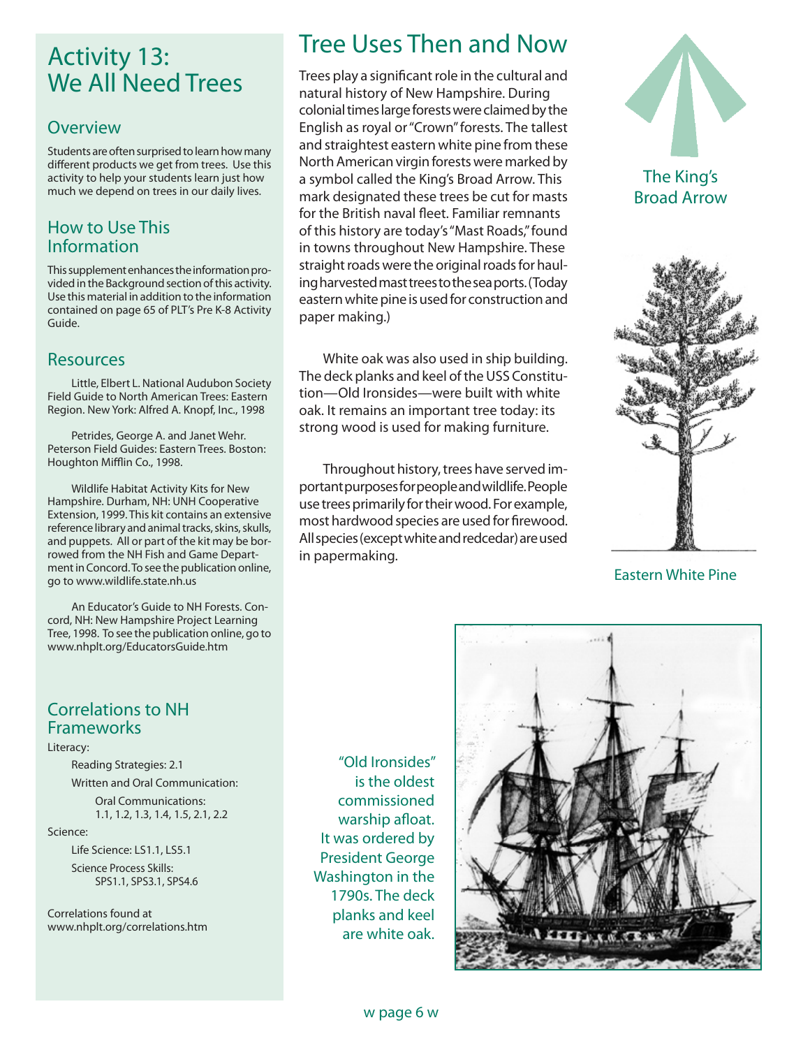# Activity 13: We All Need Trees

## Overview

Students are often surprised to learn how many different products we get from trees. Use this activity to help your students learn just how much we depend on trees in our daily lives.

## How to Use This Information

This supplement enhances the information provided in the Background section of this activity. Use this material in addition to the information contained on page 65 of PLT's Pre K-8 Activity Guide.

## Resources

Little, Elbert L. National Audubon Society Field Guide to North American Trees: Eastern Region. New York: Alfred A. Knopf, Inc., 1998

Petrides, George A. and Janet Wehr. Peterson Field Guides: Eastern Trees. Boston: Houghton Mifflin Co., 1998.

Wildlife Habitat Activity Kits for New Hampshire. Durham, NH: UNH Cooperative Extension, 1999. This kit contains an extensive reference library and animal tracks, skins, skulls, and puppets. All or part of the kit may be borrowed from the NH Fish and Game Department in Concord. To see the publication online, go to www.wildlife.state.nh.us

An Educator's Guide to NH Forests. Concord, NH: New Hampshire Project Learning Tree, 1998. To see the publication online, go to www.nhplt.org/EducatorsGuide.htm

## Correlations to NH Frameworks

Literacy:

- Reading Strategies: 2.1
- Written and Oral Communication:
  - Oral Communications: 1.1, 1.2, 1.3, 1.4, 1.5, 2.1, 2.2

Science:

- Life Science: LS1.1, LS5.1
- Science Process Skills: SPS1.1, SPS3.1, SPS4.6

Correlations found at www.nhplt.org/correlations.htm

# Tree Uses Then and Now

Trees play a significant role in the cultural and natural history of New Hampshire. During colonial times large forests were claimed by the English as royal or "Crown" forests. The tallest and straightest eastern white pine from these North American virgin forests were marked by a symbol called the King's Broad Arrow. This mark designated these trees be cut for masts for the British naval fleet. Familiar remnants of this history are today's "Mast Roads," found in towns throughout New Hampshire. These straight roads were the original roads for hauling harvested mast trees to the sea ports. (Today eastern white pine is used for construction and paper making.)

The King's Broad Arrow

Eastern White Pine

White oak was also used in ship building. The deck planks and keel of the USS Constitution—Old Ironsides—were built with white oak. It remains an important tree today: its strong wood is used for making furniture.

Throughout history, trees have served important purposes for people and wildlife. People use trees primarily for their wood. For example, most hardwood species are used for firewood. All species (except white and redcedar) are used in papermaking.

"Old Ironsides" is the oldest commissioned warship afloat. It was ordered by President George Washington in the 1790s. The deck planks and keel are white oak.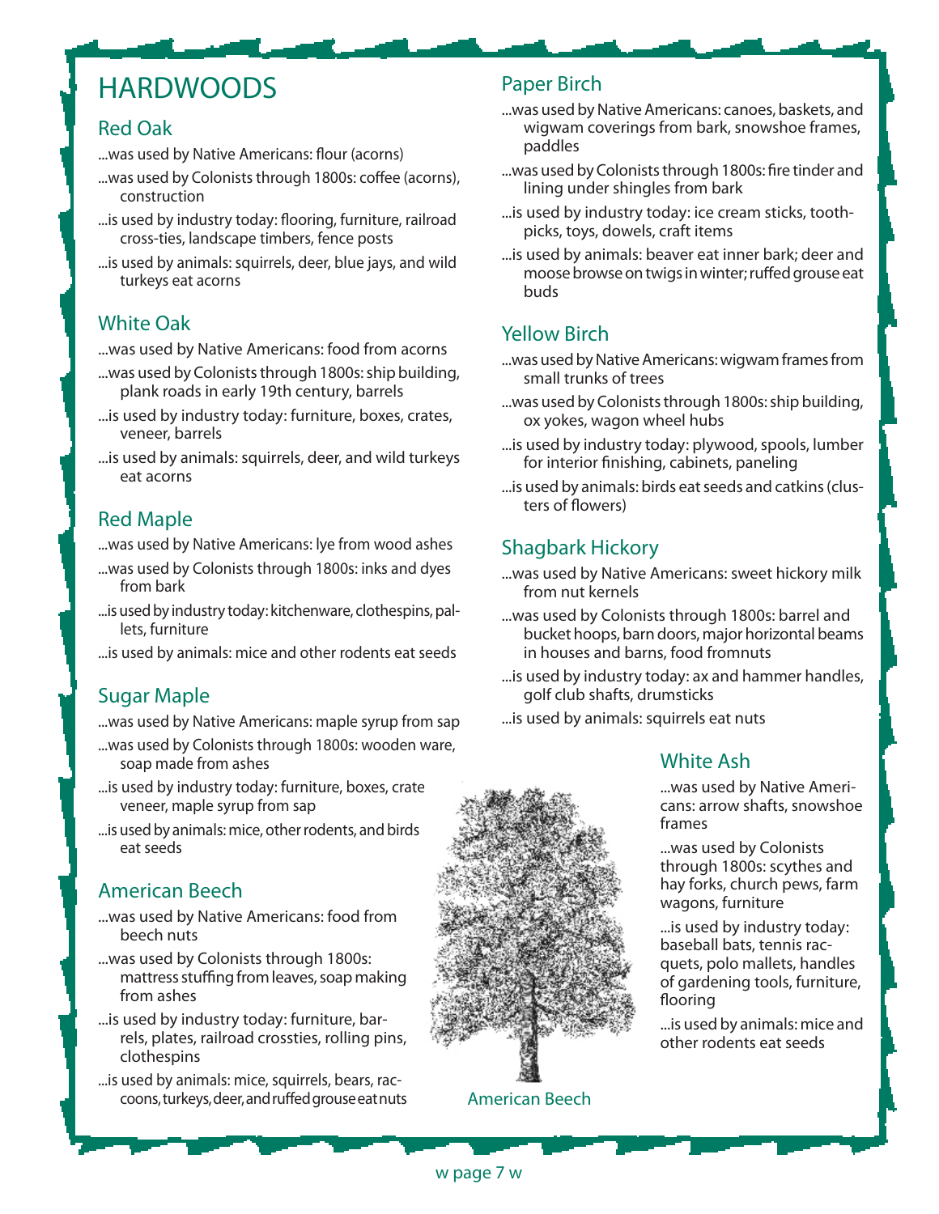# HARDWOODS

## Red Oak

...was used by Native Americans: flour (acorns)

...was used by Colonists through 1800s: coffee (acorns), construction

...is used by industry today: flooring, furniture, railroad cross-ties, landscape timbers, fence posts

...is used by animals: squirrels, deer, blue jays, and wild turkeys eat acorns

## White Oak

...was used by Native Americans: food from acorns

...was used by Colonists through 1800s: ship building, plank roads in early 19th century, barrels

...is used by industry today: furniture, boxes, crates, veneer, barrels

...is used by animals: squirrels, deer, and wild turkeys eat acorns

## Red Maple

...was used by Native Americans: lye from wood ashes

...was used by Colonists through 1800s: inks and dyes from bark

...is used by industry today: kitchenware, clothespins, pallets, furniture

...is used by animals: mice and other rodents eat seeds

## Sugar Maple

...was used by Native Americans: maple syrup from sap

...was used by Colonists through 1800s: wooden ware, soap made from ashes

...is used by industry today: furniture, boxes, crate veneer, maple syrup from sap

...is used by animals: mice, other rodents, and birds eat seeds

## American Beech

...was used by Native Americans: food from beech nuts

...was used by Colonists through 1800s: mattress stuffing from leaves, soap making from ashes

...is used by industry today: furniture, barrels, plates, railroad crossties, rolling pins, clothespins

...is used by animals: mice, squirrels, bears, raccoons, turkeys, deer, and ruffed grouse eat nuts

## Paper Birch

...was used by Native Americans: canoes, baskets, and wigwam coverings from bark, snowshoe frames, paddles

...was used by Colonists through 1800s: fire tinder and lining under shingles from bark

...is used by industry today: ice cream sticks, toothpicks, toys, dowels, craft items

...is used by animals: beaver eat inner bark; deer and moose browse on twigs in winter; ruffed grouse eat buds

## Yellow Birch

...was used by Native Americans: wigwam frames from small trunks of trees

...was used by Colonists through 1800s: ship building, ox yokes, wagon wheel hubs

...is used by industry today: plywood, spools, lumber for interior finishing, cabinets, paneling

...is used by animals: birds eat seeds and catkins (clusters of flowers)

## Shagbark Hickory

...was used by Native Americans: sweet hickory milk from nut kernels

...was used by Colonists through 1800s: barrel and bucket hoops, barn doors, major horizontal beams in houses and barns, food fromnuts

...is used by industry today: ax and hammer handles, golf club shafts, drumsticks

...is used by animals: squirrels eat nuts

## White Ash

...was used by Native Americans: arrow shafts, snowshoe frames

...was used by Colonists through 1800s: scythes and hay forks, church pews, farm wagons, furniture

...is used by industry today: baseball bats, tennis racquets, polo mallets, handles of gardening tools, furniture, flooring

...is used by animals: mice and other rodents eat seeds

American Beech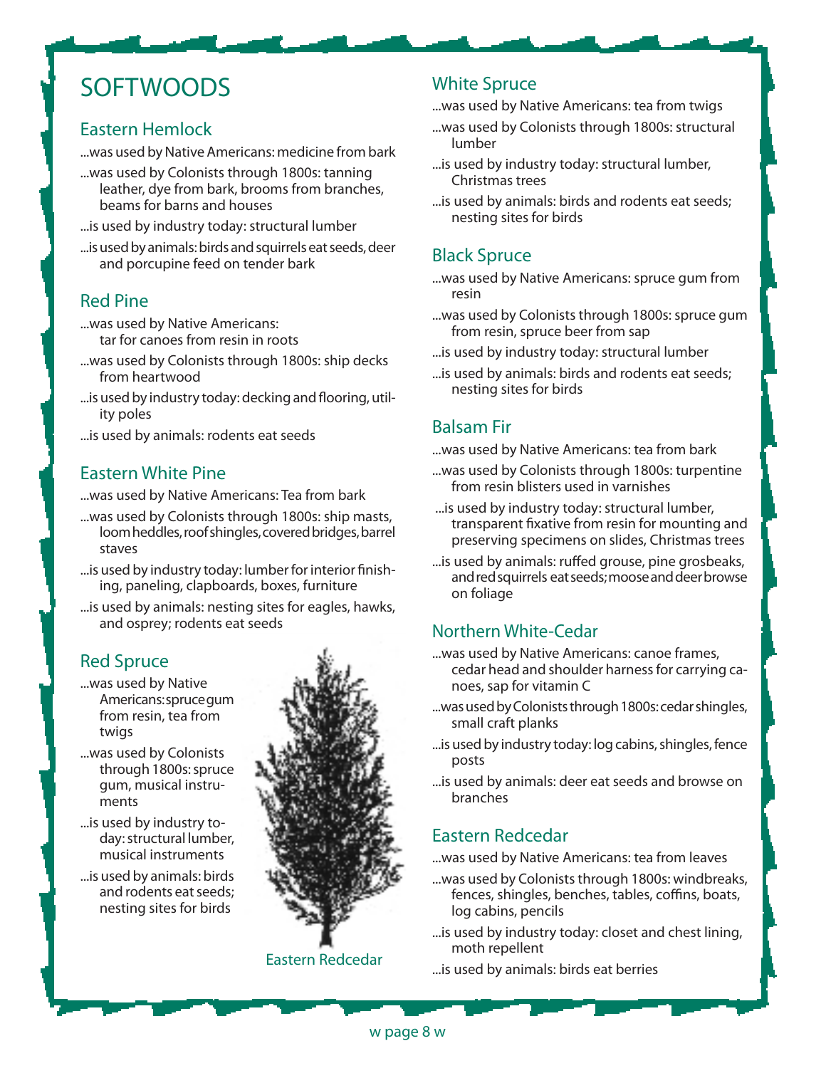# SOFTWOODS

## Eastern Hemlock

...was used by Native Americans: medicine from bark

...was used by Colonists through 1800s: tanning leather, dye from bark, brooms from branches, beams for barns and houses

...is used by industry today: structural lumber

...is used by animals: birds and squirrels eat seeds, deer and porcupine feed on tender bark

## Red Pine

...was used by Native Americans: tar for canoes from resin in roots

...was used by Colonists through 1800s: ship decks from heartwood

...is used by industry today: decking and flooring, utility poles

...is used by animals: rodents eat seeds

## Eastern White Pine

...was used by Native Americans: Tea from bark

...was used by Colonists through 1800s: ship masts, loom heddles, roof shingles, covered bridges, barrel staves

...is used by industry today: lumber for interior finishing, paneling, clapboards, boxes, furniture

...is used by animals: nesting sites for eagles, hawks, and osprey; rodents eat seeds

## Red Spruce

...was used by Native Americans: spruce gum from resin, tea from twigs

...was used by Colonists through 1800s: spruce gum, musical instruments

...is used by industry today: structural lumber, musical instruments

...is used by animals: birds and rodents eat seeds; nesting sites for birds

Eastern Redcedar

## White Spruce

...was used by Native Americans: tea from twigs

...was used by Colonists through 1800s: structural lumber

...is used by industry today: structural lumber, Christmas trees

...is used by animals: birds and rodents eat seeds; nesting sites for birds

## Black Spruce

...was used by Native Americans: spruce gum from resin

...was used by Colonists through 1800s: spruce gum from resin, spruce beer from sap

...is used by industry today: structural lumber

...is used by animals: birds and rodents eat seeds; nesting sites for birds

## Balsam Fir

...was used by Native Americans: tea from bark

...was used by Colonists through 1800s: turpentine from resin blisters used in varnishes

...is used by industry today: structural lumber, transparent fixative from resin for mounting and preserving specimens on slides, Christmas trees

...is used by animals: ruffed grouse, pine grosbeaks, and red squirrels eat seeds; moose and deer browse on foliage

## Northern White-Cedar

...was used by Native Americans: canoe frames, cedar head and shoulder harness for carrying canoes, sap for vitamin C

...was used by Colonists through 1800s: cedar shingles, small craft planks

...is used by industry today: log cabins, shingles, fence posts

...is used by animals: deer eat seeds and browse on branches

## Eastern Redcedar

...was used by Native Americans: tea from leaves

...was used by Colonists through 1800s: windbreaks, fences, shingles, benches, tables, coffins, boats, log cabins, pencils

...is used by industry today: closet and chest lining, moth repellent

...is used by animals: birds eat berries